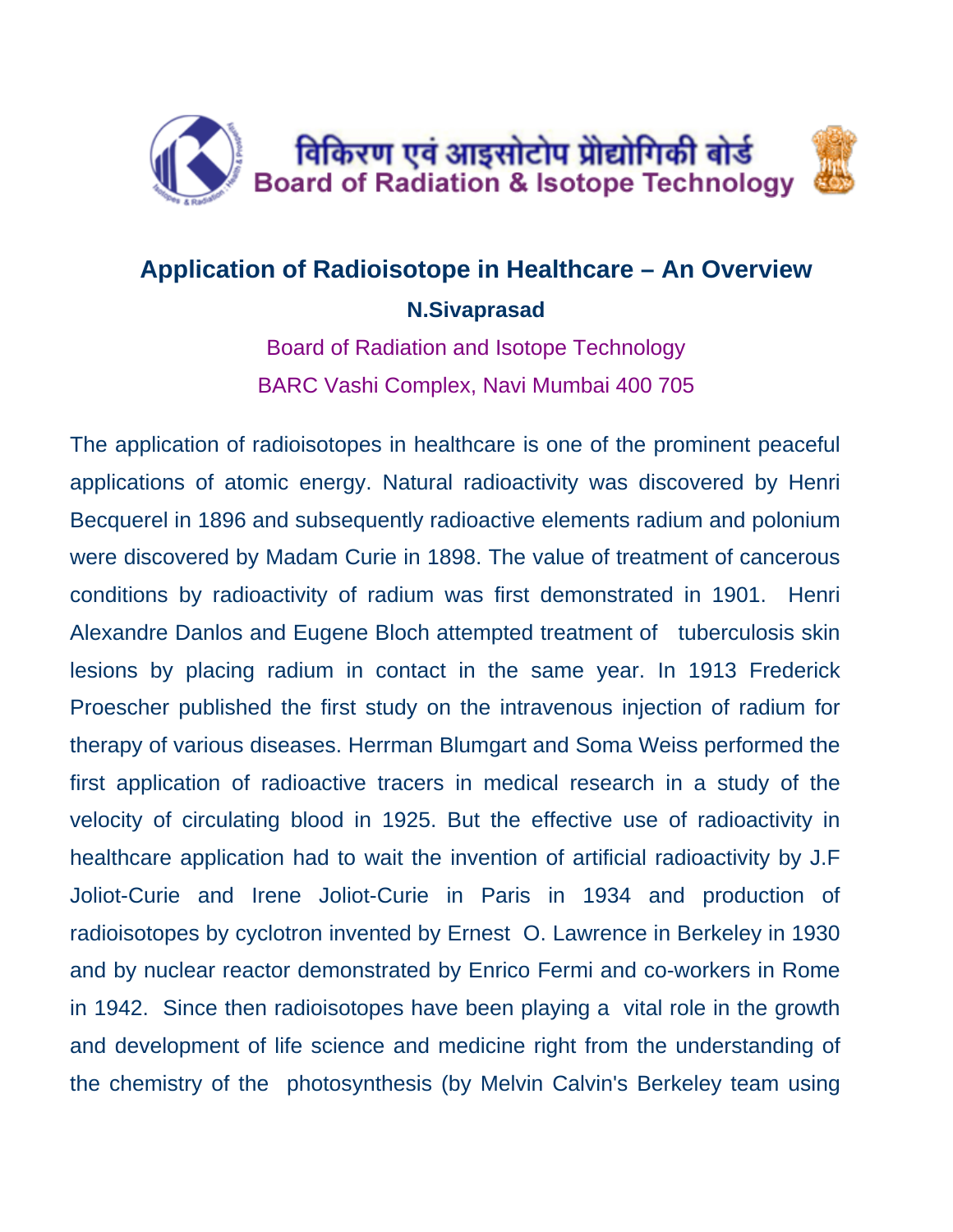विकिरण एवं आइसोटोप प्रौद्योगिकी बोर्ड
Board of Radiation & Isotope Technology

# Application of Radioisotope in Healthcare – An Overview

**N.Sivaprasad**

Board of Radiation and Isotope Technology

BARC Vashi Complex, Navi Mumbai 400 705

The application of radioisotopes in healthcare is one of the prominent peaceful applications of atomic energy. Natural radioactivity was discovered by Henri Becquerel in 1896 and subsequently radioactive elements radium and polonium were discovered by Madam Curie in 1898. The value of treatment of cancerous conditions by radioactivity of radium was first demonstrated in 1901. Henri Alexandre Danlos and Eugene Bloch attempted treatment of tuberculosis skin lesions by placing radium in contact in the same year. In 1913 Frederick Proescher published the first study on the intravenous injection of radium for therapy of various diseases. Herrman Blumgart and Soma Weiss performed the first application of radioactive tracers in medical research in a study of the velocity of circulating blood in 1925. But the effective use of radioactivity in healthcare application had to wait the invention of artificial radioactivity by J.F Joliot-Curie and Irene Joliot-Curie in Paris in 1934 and production of radioisotopes by cyclotron invented by Ernest O. Lawrence in Berkeley in 1930 and by nuclear reactor demonstrated by Enrico Fermi and co-workers in Rome in 1942. Since then radioisotopes have been playing a vital role in the growth and development of life science and medicine right from the understanding of the chemistry of the photosynthesis (by Melvin Calvin's Berkeley team using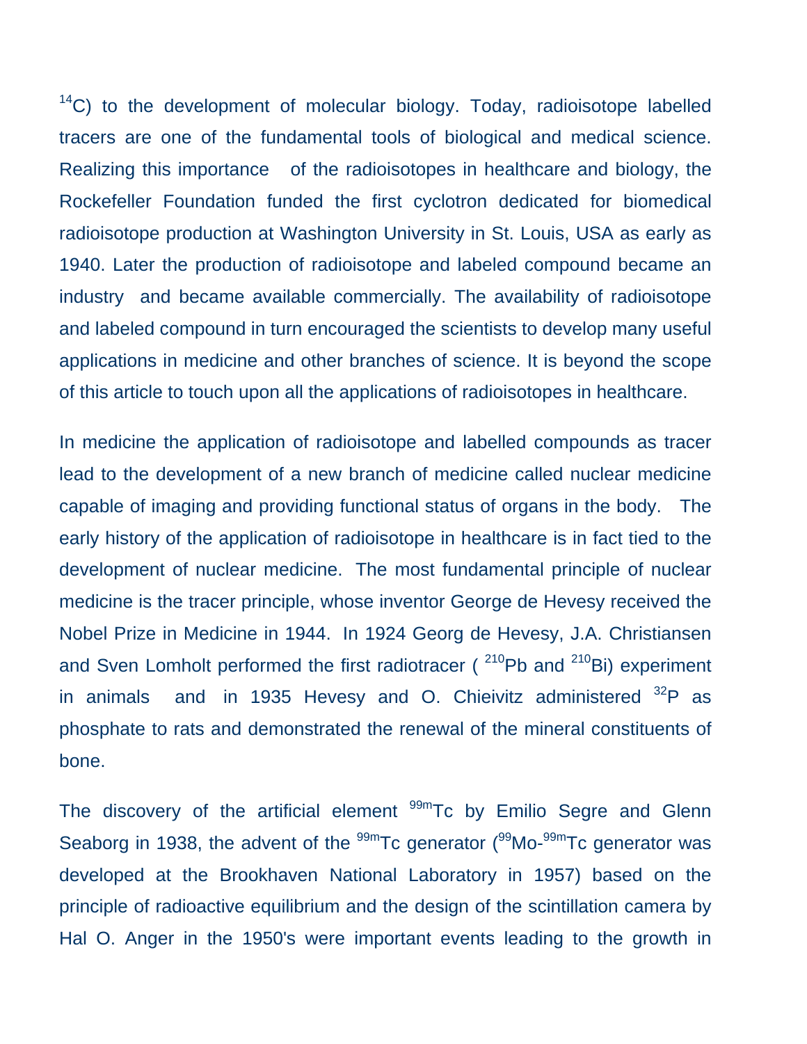$^{14}C$) to the development of molecular biology. Today, radioisotope labelled tracers are one of the fundamental tools of biological and medical science. Realizing this importance of the radioisotopes in healthcare and biology, the Rockefeller Foundation funded the first cyclotron dedicated for biomedical radioisotope production at Washington University in St. Louis, USA as early as 1940. Later the production of radioisotope and labeled compound became an industry and became available commercially. The availability of radioisotope and labeled compound in turn encouraged the scientists to develop many useful applications in medicine and other branches of science. It is beyond the scope of this article to touch upon all the applications of radioisotopes in healthcare.

In medicine the application of radioisotope and labelled compounds as tracer lead to the development of a new branch of medicine called nuclear medicine capable of imaging and providing functional status of organs in the body. The early history of the application of radioisotope in healthcare is in fact tied to the development of nuclear medicine. The most fundamental principle of nuclear medicine is the tracer principle, whose inventor George de Hevesy received the Nobel Prize in Medicine in 1944. In 1924 Georg de Hevesy, J.A. Christiansen and Sven Lomholt performed the first radiotracer ( $^{210}Pb$ and $^{210}Bi$) experiment in animals and in 1935 Hevesy and O. Chieivitz administered $^{32}P$ as phosphate to rats and demonstrated the renewal of the mineral constituents of bone.

The discovery of the artificial element $^{99m}Tc$ by Emilio Segre and Glenn Seaborg in 1938, the advent of the $^{99m}Tc$ generator ($^{99}Mo$-$^{99m}Tc$ generator was developed at the Brookhaven National Laboratory in 1957) based on the principle of radioactive equilibrium and the design of the scintillation camera by Hal O. Anger in the 1950's were important events leading to the growth in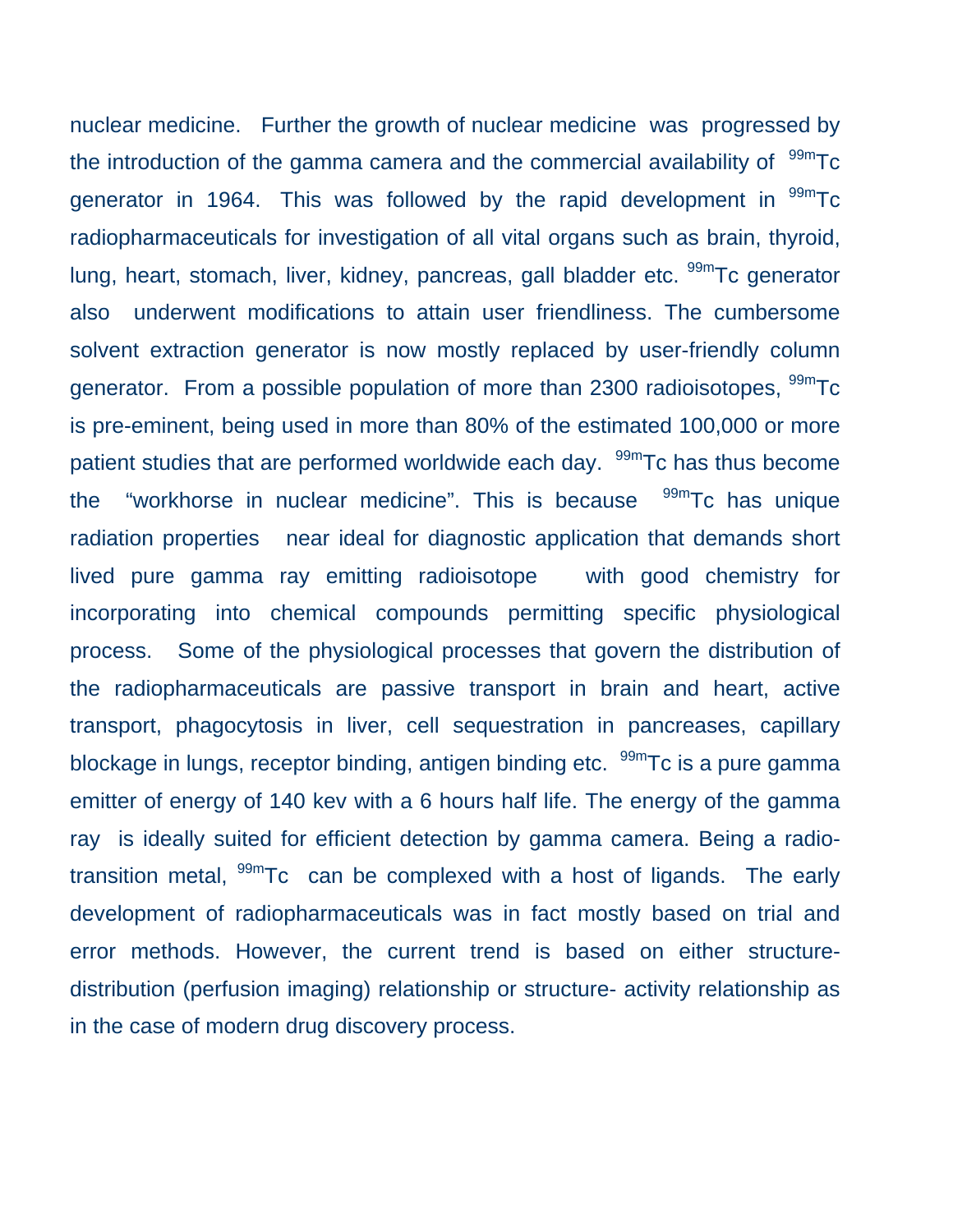nuclear medicine. Further the growth of nuclear medicine was progressed by the introduction of the gamma camera and the commercial availability of $^{99m}Tc$ generator in 1964. This was followed by the rapid development in $^{99m}Tc$ radiopharmaceuticals for investigation of all vital organs such as brain, thyroid, lung, heart, stomach, liver, kidney, pancreas, gall bladder etc. $^{99m}Tc$ generator also underwent modifications to attain user friendliness. The cumbersome solvent extraction generator is now mostly replaced by user-friendly column generator. From a possible population of more than 2300 radioisotopes, $^{99m}Tc$ is pre-eminent, being used in more than 80% of the estimated 100,000 or more patient studies that are performed worldwide each day. $^{99m}Tc$ has thus become the "workhorse in nuclear medicine". This is because $^{99m}Tc$ has unique radiation properties near ideal for diagnostic application that demands short lived pure gamma ray emitting radioisotope with good chemistry for incorporating into chemical compounds permitting specific physiological process. Some of the physiological processes that govern the distribution of the radiopharmaceuticals are passive transport in brain and heart, active transport, phagocytosis in liver, cell sequestration in pancreases, capillary blockage in lungs, receptor binding, antigen binding etc. $^{99m}Tc$ is a pure gamma emitter of energy of 140 kev with a 6 hours half life. The energy of the gamma ray is ideally suited for efficient detection by gamma camera. Being a radio-transition metal, $^{99m}Tc$ can be complexed with a host of ligands. The early development of radiopharmaceuticals was in fact mostly based on trial and error methods. However, the current trend is based on either structure-distribution (perfusion imaging) relationship or structure- activity relationship as in the case of modern drug discovery process.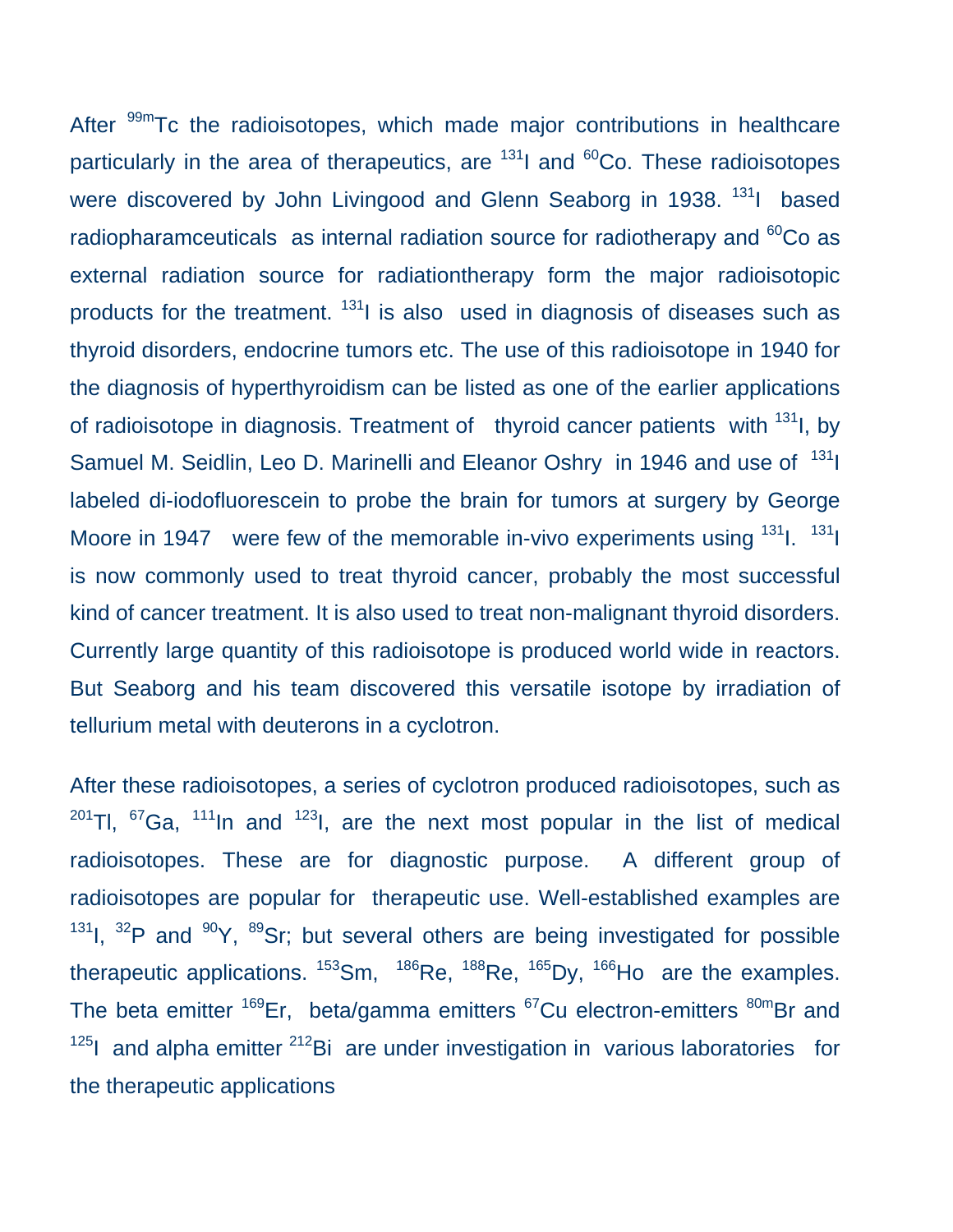After $^{99m}$Tc the radioisotopes, which made major contributions in healthcare particularly in the area of therapeutics, are $^{131}$I and $^{60}$Co. These radioisotopes were discovered by John Livingood and Glenn Seaborg in 1938. $^{131}$I based radiopharamceuticals as internal radiation source for radiotherapy and $^{60}$Co as external radiation source for radiationtherapy form the major radioisotopic products for the treatment. $^{131}$I is also used in diagnosis of diseases such as thyroid disorders, endocrine tumors etc. The use of this radioisotope in 1940 for the diagnosis of hyperthyroidism can be listed as one of the earlier applications of radioisotope in diagnosis. Treatment of thyroid cancer patients with $^{131}$I, by Samuel M. Seidlin, Leo D. Marinelli and Eleanor Oshry in 1946 and use of $^{131}$I labeled di-iodofluorescein to probe the brain for tumors at surgery by George Moore in 1947 were few of the memorable in-vivo experiments using $^{131}$I. $^{131}$I is now commonly used to treat thyroid cancer, probably the most successful kind of cancer treatment. It is also used to treat non-malignant thyroid disorders. Currently large quantity of this radioisotope is produced world wide in reactors. But Seaborg and his team discovered this versatile isotope by irradiation of tellurium metal with deuterons in a cyclotron.

After these radioisotopes, a series of cyclotron produced radioisotopes, such as $^{201}$Tl, $^{67}$Ga, $^{111}$In and $^{123}$I, are the next most popular in the list of medical radioisotopes. These are for diagnostic purpose. A different group of radioisotopes are popular for therapeutic use. Well-established examples are $^{131}$I, $^{32}$P and $^{90}$Y, $^{89}$Sr; but several others are being investigated for possible therapeutic applications. $^{153}$Sm, $^{186}$Re, $^{188}$Re, $^{165}$Dy, $^{166}$Ho are the examples. The beta emitter $^{169}$Er, beta/gamma emitters $^{67}$Cu electron-emitters $^{80m}$Br and $^{125}$I and alpha emitter $^{212}$Bi are under investigation in various laboratories for the therapeutic applications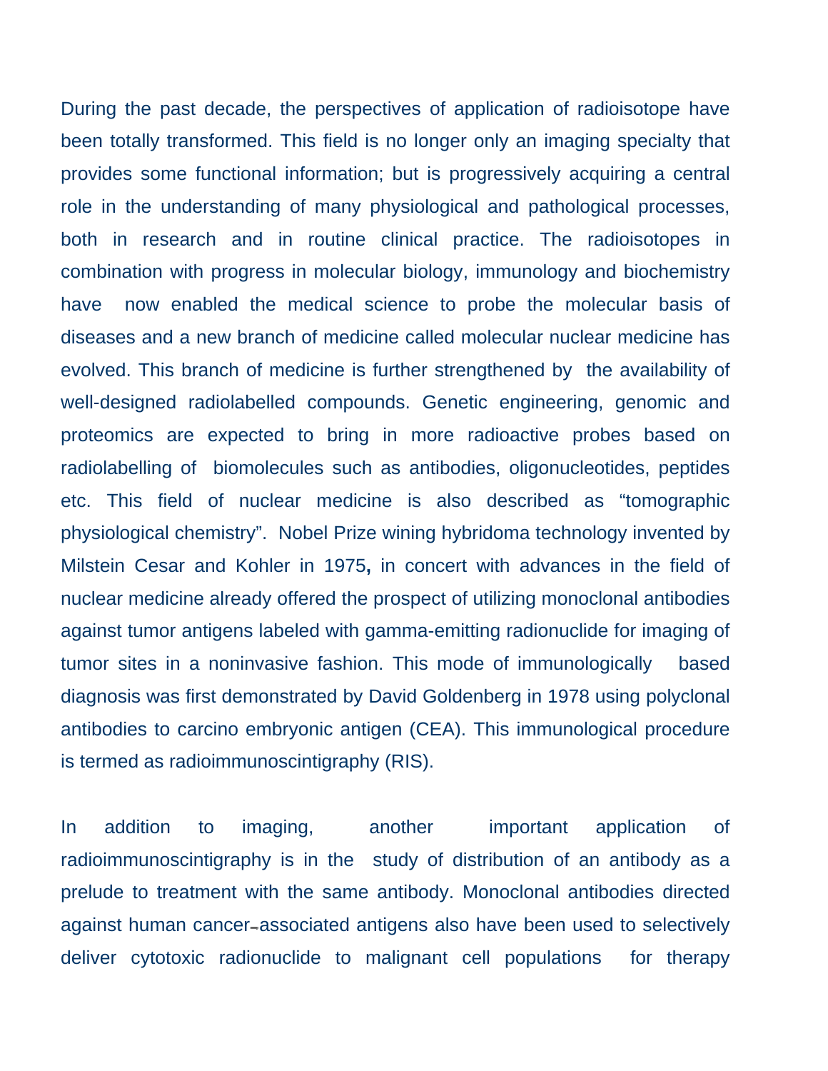During the past decade, the perspectives of application of radioisotope have been totally transformed. This field is no longer only an imaging specialty that provides some functional information; but is progressively acquiring a central role in the understanding of many physiological and pathological processes, both in research and in routine clinical practice. The radioisotopes in combination with progress in molecular biology, immunology and biochemistry have now enabled the medical science to probe the molecular basis of diseases and a new branch of medicine called molecular nuclear medicine has evolved. This branch of medicine is further strengthened by the availability of well-designed radiolabelled compounds. Genetic engineering, genomic and proteomics are expected to bring in more radioactive probes based on radiolabelling of biomolecules such as antibodies, oligonucleotides, peptides etc. This field of nuclear medicine is also described as "tomographic physiological chemistry". Nobel Prize wining hybridoma technology invented by Milstein Cesar and Kohler in 1975**,** in concert with advances in the field of nuclear medicine already offered the prospect of utilizing monoclonal antibodies against tumor antigens labeled with gamma-emitting radionuclide for imaging of tumor sites in a noninvasive fashion. This mode of immunologically based diagnosis was first demonstrated by David Goldenberg in 1978 using polyclonal antibodies to carcino embryonic antigen (CEA). This immunological procedure is termed as radioimmunoscintigraphy (RIS).

In addition to imaging, another important application of radioimmunoscintigraphy is in the study of distribution of an antibody as a prelude to treatment with the same antibody. Monoclonal antibodies directed against human cancer-associated antigens also have been used to selectively deliver cytotoxic radionuclide to malignant cell populations for therapy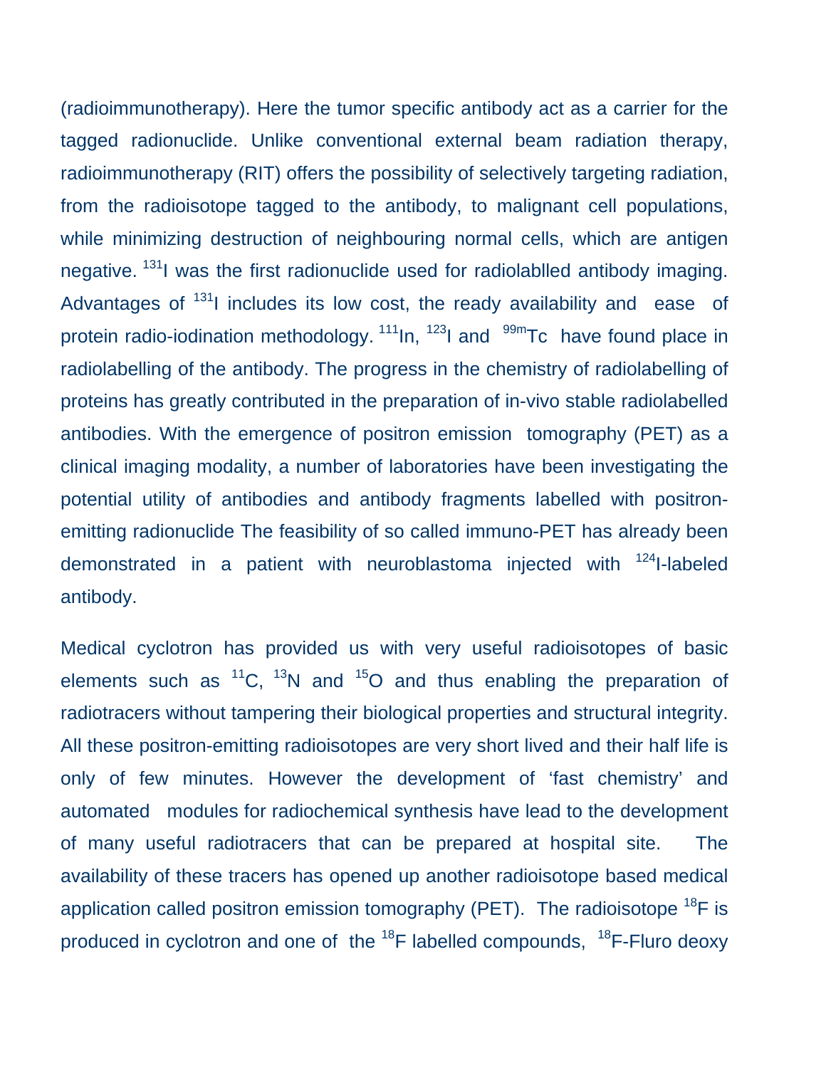(radioimmunotherapy). Here the tumor specific antibody act as a carrier for the tagged radionuclide. Unlike conventional external beam radiation therapy, radioimmunotherapy (RIT) offers the possibility of selectively targeting radiation, from the radioisotope tagged to the antibody, to malignant cell populations, while minimizing destruction of neighbouring normal cells, which are antigen negative. $^{131}$I was the first radionuclide used for radiolablled antibody imaging. Advantages of $^{131}$I includes its low cost, the ready availability and ease of protein radio-iodination methodology. $^{111}$In, $^{123}$I and $^{99m}$Tc have found place in radiolabelling of the antibody. The progress in the chemistry of radiolabelling of proteins has greatly contributed in the preparation of in-vivo stable radiolabelled antibodies. With the emergence of positron emission tomography (PET) as a clinical imaging modality, a number of laboratories have been investigating the potential utility of antibodies and antibody fragments labelled with positron-emitting radionuclide The feasibility of so called immuno-PET has already been demonstrated in a patient with neuroblastoma injected with $^{124}$I-labeled antibody.

Medical cyclotron has provided us with very useful radioisotopes of basic elements such as $^{11}$C, $^{13}$N and $^{15}$O and thus enabling the preparation of radiotracers without tampering their biological properties and structural integrity. All these positron-emitting radioisotopes are very short lived and their half life is only of few minutes. However the development of 'fast chemistry' and automated modules for radiochemical synthesis have lead to the development of many useful radiotracers that can be prepared at hospital site. The availability of these tracers has opened up another radioisotope based medical application called positron emission tomography (PET). The radioisotope $^{18}$F is produced in cyclotron and one of the $^{18}$F labelled compounds, $^{18}$F-Fluro deoxy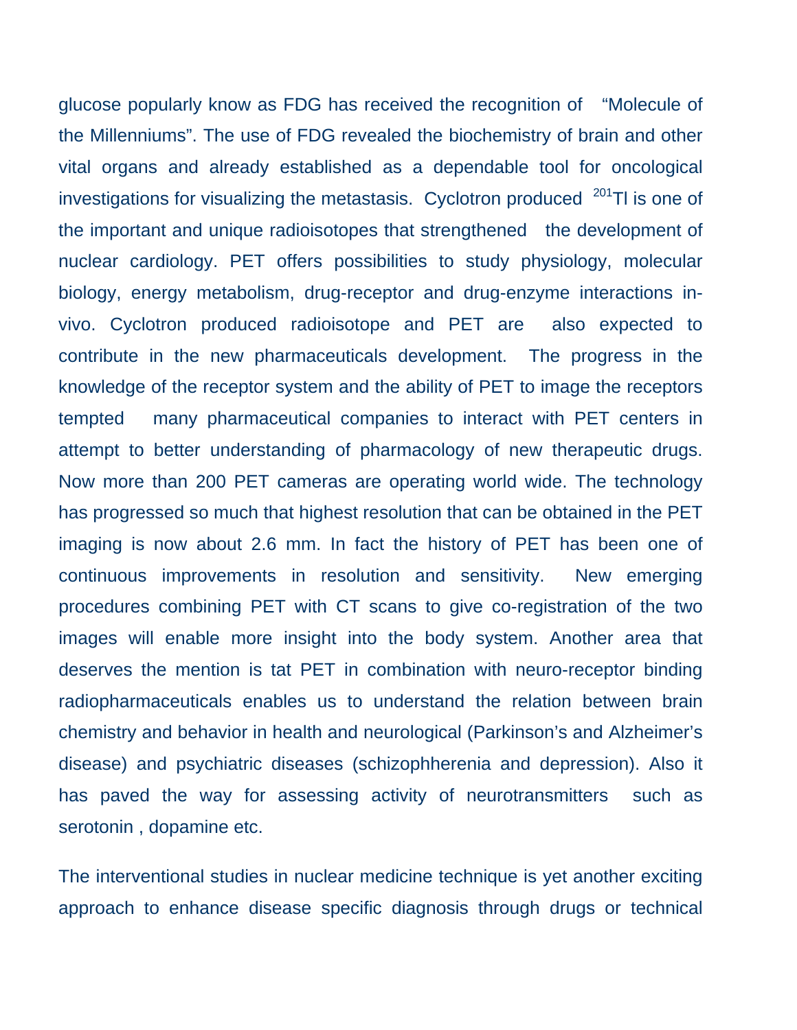glucose popularly know as FDG has received the recognition of "Molecule of the Millenniums". The use of FDG revealed the biochemistry of brain and other vital organs and already established as a dependable tool for oncological investigations for visualizing the metastasis. Cyclotron produced $^{201}$Tl is one of the important and unique radioisotopes that strengthened the development of nuclear cardiology. PET offers possibilities to study physiology, molecular biology, energy metabolism, drug-receptor and drug-enzyme interactions in-vivo. Cyclotron produced radioisotope and PET are also expected to contribute in the new pharmaceuticals development. The progress in the knowledge of the receptor system and the ability of PET to image the receptors tempted many pharmaceutical companies to interact with PET centers in attempt to better understanding of pharmacology of new therapeutic drugs. Now more than 200 PET cameras are operating world wide. The technology has progressed so much that highest resolution that can be obtained in the PET imaging is now about 2.6 mm. In fact the history of PET has been one of continuous improvements in resolution and sensitivity. New emerging procedures combining PET with CT scans to give co-registration of the two images will enable more insight into the body system. Another area that deserves the mention is tat PET in combination with neuro-receptor binding radiopharmaceuticals enables us to understand the relation between brain chemistry and behavior in health and neurological (Parkinson's and Alzheimer's disease) and psychiatric diseases (schizophherenia and depression). Also it has paved the way for assessing activity of neurotransmitters such as serotonin , dopamine etc.

The interventional studies in nuclear medicine technique is yet another exciting approach to enhance disease specific diagnosis through drugs or technical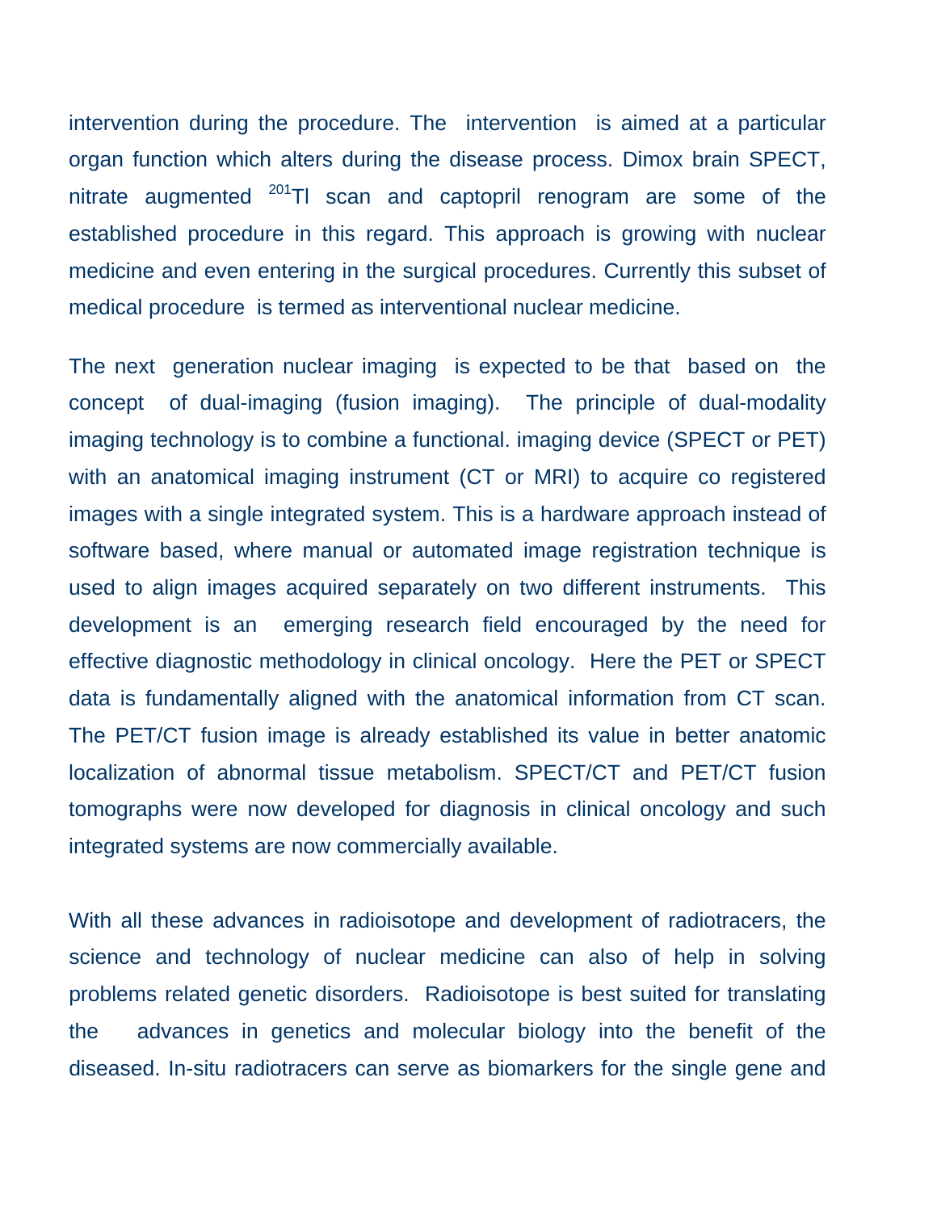intervention during the procedure. The intervention is aimed at a particular organ function which alters during the disease process. Dimox brain SPECT, nitrate augmented $^{201}$Tl scan and captopril renogram are some of the established procedure in this regard. This approach is growing with nuclear medicine and even entering in the surgical procedures. Currently this subset of medical procedure is termed as interventional nuclear medicine.

The next generation nuclear imaging is expected to be that based on the concept of dual-imaging (fusion imaging). The principle of dual-modality imaging technology is to combine a functional. imaging device (SPECT or PET) with an anatomical imaging instrument (CT or MRI) to acquire co registered images with a single integrated system. This is a hardware approach instead of software based, where manual or automated image registration technique is used to align images acquired separately on two different instruments. This development is an emerging research field encouraged by the need for effective diagnostic methodology in clinical oncology. Here the PET or SPECT data is fundamentally aligned with the anatomical information from CT scan. The PET/CT fusion image is already established its value in better anatomic localization of abnormal tissue metabolism. SPECT/CT and PET/CT fusion tomographs were now developed for diagnosis in clinical oncology and such integrated systems are now commercially available.

With all these advances in radioisotope and development of radiotracers, the science and technology of nuclear medicine can also of help in solving problems related genetic disorders. Radioisotope is best suited for translating the advances in genetics and molecular biology into the benefit of the diseased. In-situ radiotracers can serve as biomarkers for the single gene and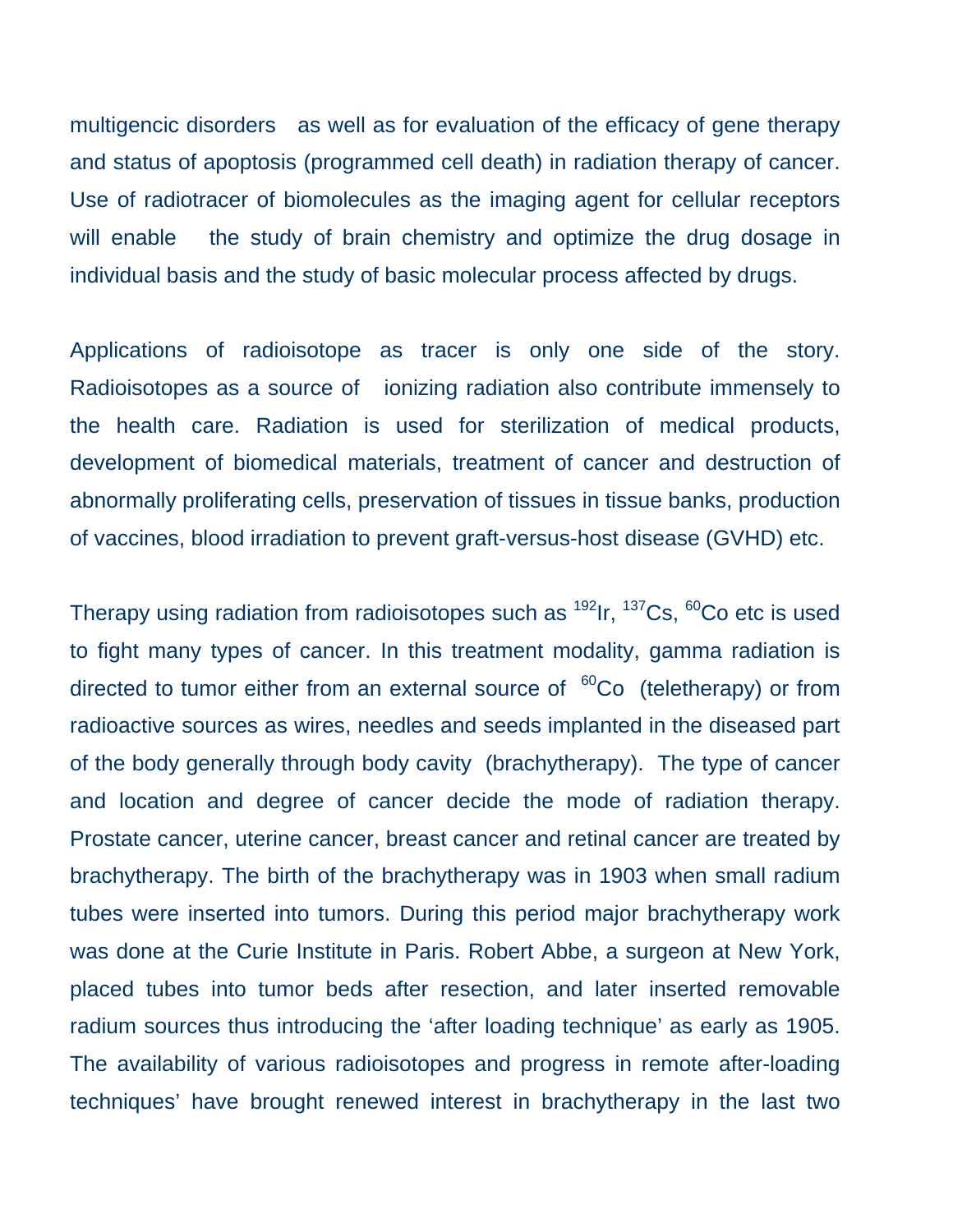multigencic disorders as well as for evaluation of the efficacy of gene therapy and status of apoptosis (programmed cell death) in radiation therapy of cancer. Use of radiotracer of biomolecules as the imaging agent for cellular receptors will enable the study of brain chemistry and optimize the drug dosage in individual basis and the study of basic molecular process affected by drugs.

Applications of radioisotope as tracer is only one side of the story. Radioisotopes as a source of ionizing radiation also contribute immensely to the health care. Radiation is used for sterilization of medical products, development of biomedical materials, treatment of cancer and destruction of abnormally proliferating cells, preservation of tissues in tissue banks, production of vaccines, blood irradiation to prevent graft-versus-host disease (GVHD) etc.

Therapy using radiation from radioisotopes such as $^{192}$Ir, $^{137}$Cs, $^{60}$Co etc is used to fight many types of cancer. In this treatment modality, gamma radiation is directed to tumor either from an external source of $^{60}$Co (teletherapy) or from radioactive sources as wires, needles and seeds implanted in the diseased part of the body generally through body cavity (brachytherapy). The type of cancer and location and degree of cancer decide the mode of radiation therapy. Prostate cancer, uterine cancer, breast cancer and retinal cancer are treated by brachytherapy. The birth of the brachytherapy was in 1903 when small radium tubes were inserted into tumors. During this period major brachytherapy work was done at the Curie Institute in Paris. Robert Abbe, a surgeon at New York, placed tubes into tumor beds after resection, and later inserted removable radium sources thus introducing the 'after loading technique' as early as 1905. The availability of various radioisotopes and progress in remote after-loading techniques' have brought renewed interest in brachytherapy in the last two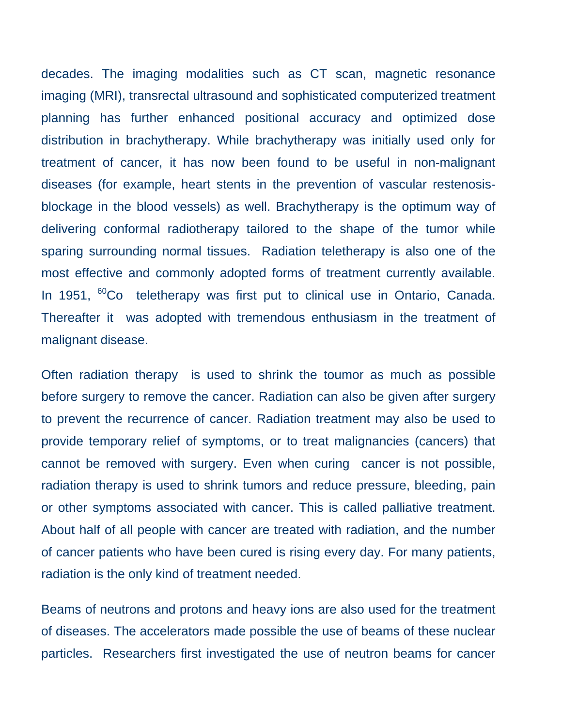decades. The imaging modalities such as CT scan, magnetic resonance imaging (MRI), transrectal ultrasound and sophisticated computerized treatment planning has further enhanced positional accuracy and optimized dose distribution in brachytherapy. While brachytherapy was initially used only for treatment of cancer, it has now been found to be useful in non-malignant diseases (for example, heart stents in the prevention of vascular restenosis-blockage in the blood vessels) as well. Brachytherapy is the optimum way of delivering conformal radiotherapy tailored to the shape of the tumor while sparing surrounding normal tissues. Radiation teletherapy is also one of the most effective and commonly adopted forms of treatment currently available. In 1951, $^{60}Co$ teletherapy was first put to clinical use in Ontario, Canada. Thereafter it was adopted with tremendous enthusiasm in the treatment of malignant disease.

Often radiation therapy is used to shrink the toumor as much as possible before surgery to remove the cancer. Radiation can also be given after surgery to prevent the recurrence of cancer. Radiation treatment may also be used to provide temporary relief of symptoms, or to treat malignancies (cancers) that cannot be removed with surgery. Even when curing cancer is not possible, radiation therapy is used to shrink tumors and reduce pressure, bleeding, pain or other symptoms associated with cancer. This is called palliative treatment. About half of all people with cancer are treated with radiation, and the number of cancer patients who have been cured is rising every day. For many patients, radiation is the only kind of treatment needed.

Beams of neutrons and protons and heavy ions are also used for the treatment of diseases. The accelerators made possible the use of beams of these nuclear particles. Researchers first investigated the use of neutron beams for cancer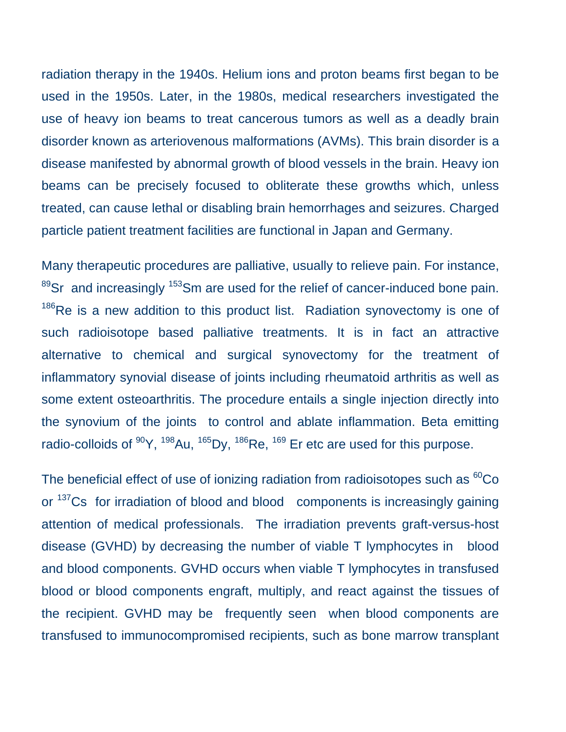radiation therapy in the 1940s. Helium ions and proton beams first began to be used in the 1950s. Later, in the 1980s, medical researchers investigated the use of heavy ion beams to treat cancerous tumors as well as a deadly brain disorder known as arteriovenous malformations (AVMs). This brain disorder is a disease manifested by abnormal growth of blood vessels in the brain. Heavy ion beams can be precisely focused to obliterate these growths which, unless treated, can cause lethal or disabling brain hemorrhages and seizures. Charged particle patient treatment facilities are functional in Japan and Germany.

Many therapeutic procedures are palliative, usually to relieve pain. For instance, $^{89}$Sr and increasingly $^{153}$Sm are used for the relief of cancer-induced bone pain. $^{186}$Re is a new addition to this product list. Radiation synovectomy is one of such radioisotope based palliative treatments. It is in fact an attractive alternative to chemical and surgical synovectomy for the treatment of inflammatory synovial disease of joints including rheumatoid arthritis as well as some extent osteoarthritis. The procedure entails a single injection directly into the synovium of the joints to control and ablate inflammation. Beta emitting radio-colloids of $^{90}$Y, $^{198}$Au, $^{165}$Dy, $^{186}$Re, $^{169}$ Er etc are used for this purpose.

The beneficial effect of use of ionizing radiation from radioisotopes such as $^{60}$Co or $^{137}$Cs for irradiation of blood and blood components is increasingly gaining attention of medical professionals. The irradiation prevents graft-versus-host disease (GVHD) by decreasing the number of viable T lymphocytes in blood and blood components. GVHD occurs when viable T lymphocytes in transfused blood or blood components engraft, multiply, and react against the tissues of the recipient. GVHD may be frequently seen when blood components are transfused to immunocompromised recipients, such as bone marrow transplant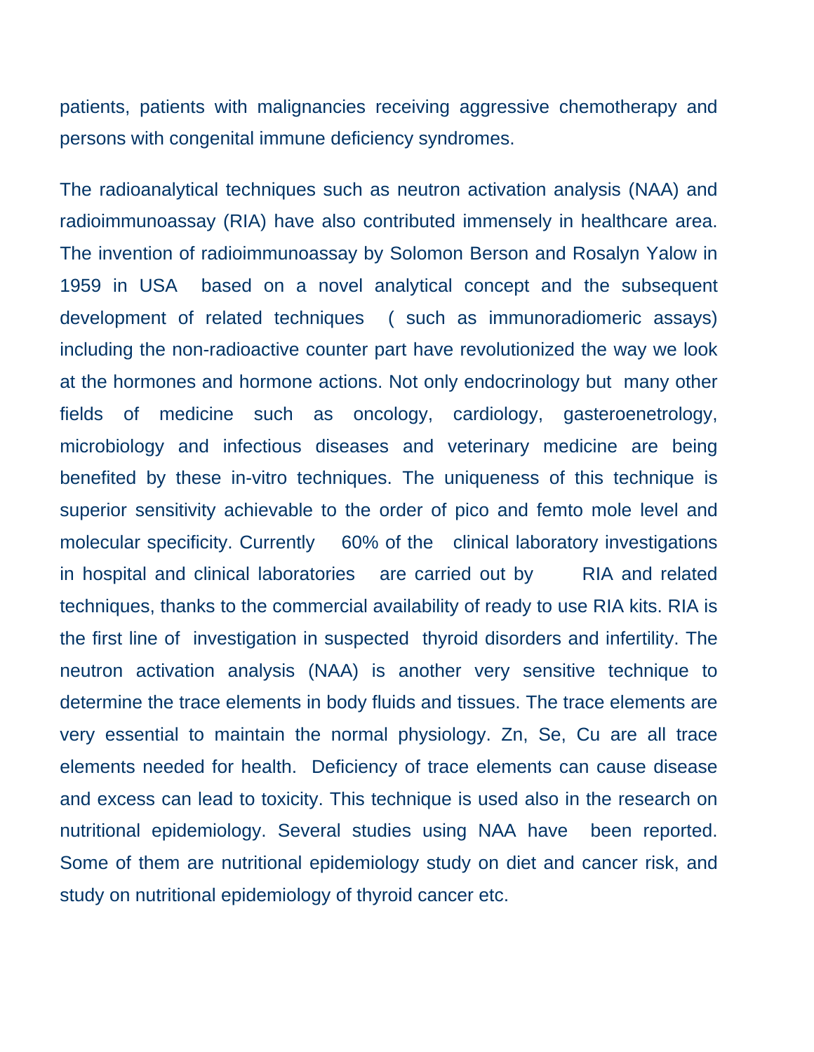patients, patients with malignancies receiving aggressive chemotherapy and persons with congenital immune deficiency syndromes.

The radioanalytical techniques such as neutron activation analysis (NAA) and radioimmunoassay (RIA) have also contributed immensely in healthcare area. The invention of radioimmunoassay by Solomon Berson and Rosalyn Yalow in 1959 in USA based on a novel analytical concept and the subsequent development of related techniques ( such as immunoradiomeric assays) including the non-radioactive counter part have revolutionized the way we look at the hormones and hormone actions. Not only endocrinology but many other fields of medicine such as oncology, cardiology, gasteroenetrology, microbiology and infectious diseases and veterinary medicine are being benefited by these in-vitro techniques. The uniqueness of this technique is superior sensitivity achievable to the order of pico and femto mole level and molecular specificity. Currently 60% of the clinical laboratory investigations in hospital and clinical laboratories are carried out by RIA and related techniques, thanks to the commercial availability of ready to use RIA kits. RIA is the first line of investigation in suspected thyroid disorders and infertility. The neutron activation analysis (NAA) is another very sensitive technique to determine the trace elements in body fluids and tissues. The trace elements are very essential to maintain the normal physiology. Zn, Se, Cu are all trace elements needed for health. Deficiency of trace elements can cause disease and excess can lead to toxicity. This technique is used also in the research on nutritional epidemiology. Several studies using NAA have been reported. Some of them are nutritional epidemiology study on diet and cancer risk, and study on nutritional epidemiology of thyroid cancer etc.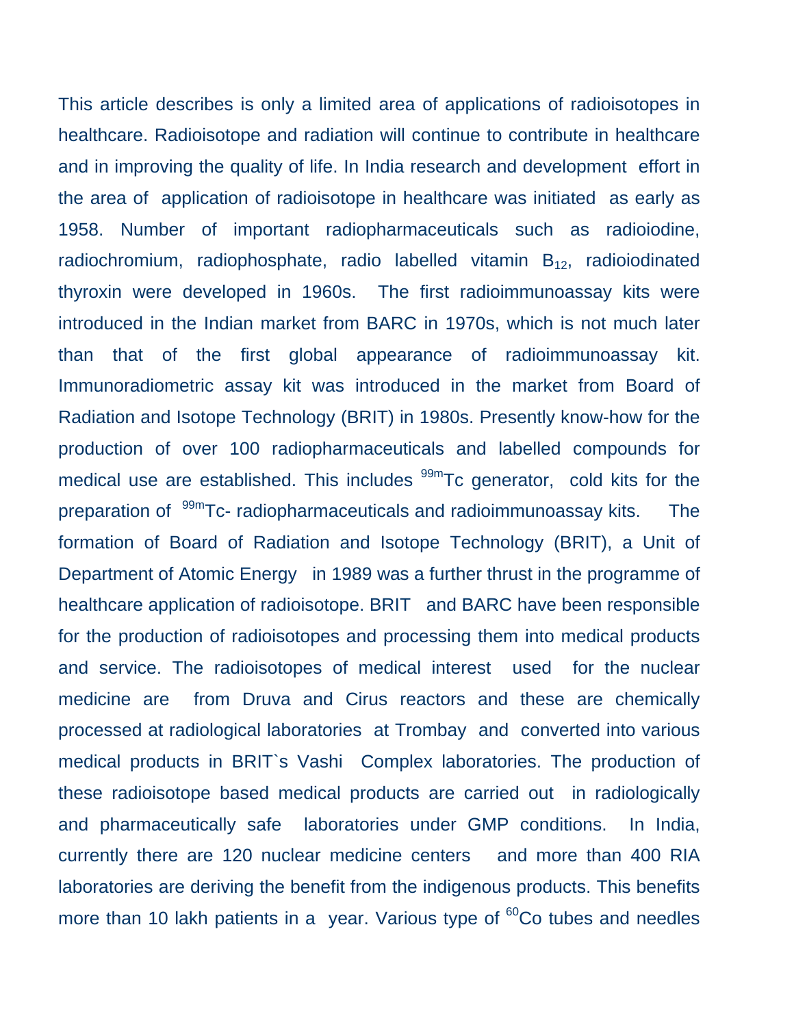This article describes is only a limited area of applications of radioisotopes in healthcare. Radioisotope and radiation will continue to contribute in healthcare and in improving the quality of life. In India research and development effort in the area of application of radioisotope in healthcare was initiated as early as 1958. Number of important radiopharmaceuticals such as radioiodine, radiochromium, radiophosphate, radio labelled vitamin $B_{12}$, radioiodinated thyroxin were developed in 1960s. The first radioimmunoassay kits were introduced in the Indian market from BARC in 1970s, which is not much later than that of the first global appearance of radioimmunoassay kit. Immunoradiometric assay kit was introduced in the market from Board of Radiation and Isotope Technology (BRIT) in 1980s. Presently know-how for the production of over 100 radiopharmaceuticals and labelled compounds for medical use are established. This includes $^{99m}$Tc generator, cold kits for the preparation of $^{99m}$Tc- radiopharmaceuticals and radioimmunoassay kits. The formation of Board of Radiation and Isotope Technology (BRIT), a Unit of Department of Atomic Energy in 1989 was a further thrust in the programme of healthcare application of radioisotope. BRIT and BARC have been responsible for the production of radioisotopes and processing them into medical products and service. The radioisotopes of medical interest used for the nuclear medicine are from Druva and Cirus reactors and these are chemically processed at radiological laboratories at Trombay and converted into various medical products in BRIT`s Vashi Complex laboratories. The production of these radioisotope based medical products are carried out in radiologically and pharmaceutically safe laboratories under GMP conditions. In India, currently there are 120 nuclear medicine centers and more than 400 RIA laboratories are deriving the benefit from the indigenous products. This benefits more than 10 lakh patients in a year. Various type of $^{60}$Co tubes and needles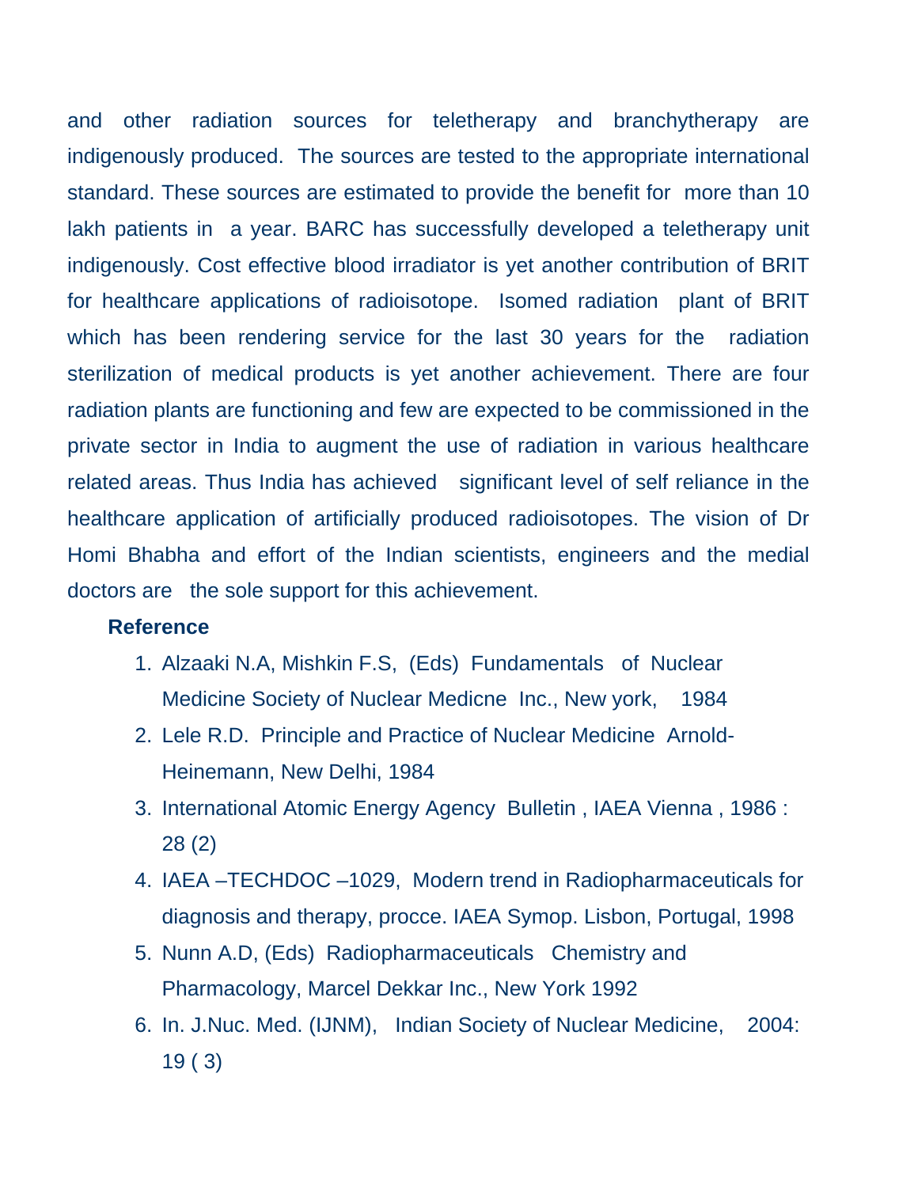and other radiation sources for teletherapy and branchytherapy are indigenously produced. The sources are tested to the appropriate international standard. These sources are estimated to provide the benefit for more than 10 lakh patients in a year. BARC has successfully developed a teletherapy unit indigenously. Cost effective blood irradiator is yet another contribution of BRIT for healthcare applications of radioisotope. Isomed radiation plant of BRIT which has been rendering service for the last 30 years for the radiation sterilization of medical products is yet another achievement. There are four radiation plants are functioning and few are expected to be commissioned in the private sector in India to augment the use of radiation in various healthcare related areas. Thus India has achieved significant level of self reliance in the healthcare application of artificially produced radioisotopes. The vision of Dr Homi Bhabha and effort of the Indian scientists, engineers and the medial doctors are the sole support for this achievement.

**Reference**

1. Alzaaki N.A, Mishkin F.S, (Eds) Fundamentals of Nuclear Medicine Society of Nuclear Medicne Inc., New york, 1984
2. Lele R.D. Principle and Practice of Nuclear Medicine Arnold-Heinemann, New Delhi, 1984
3. International Atomic Energy Agency Bulletin , IAEA Vienna , 1986 : 28 (2)
4. IAEA –TECHDOC –1029, Modern trend in Radiopharmaceuticals for diagnosis and therapy, procce. IAEA Symop. Lisbon, Portugal, 1998
5. Nunn A.D, (Eds) Radiopharmaceuticals Chemistry and Pharmacology, Marcel Dekkar Inc., New York 1992
6. In. J.Nuc. Med. (IJNM), Indian Society of Nuclear Medicine, 2004: 19 ( 3)